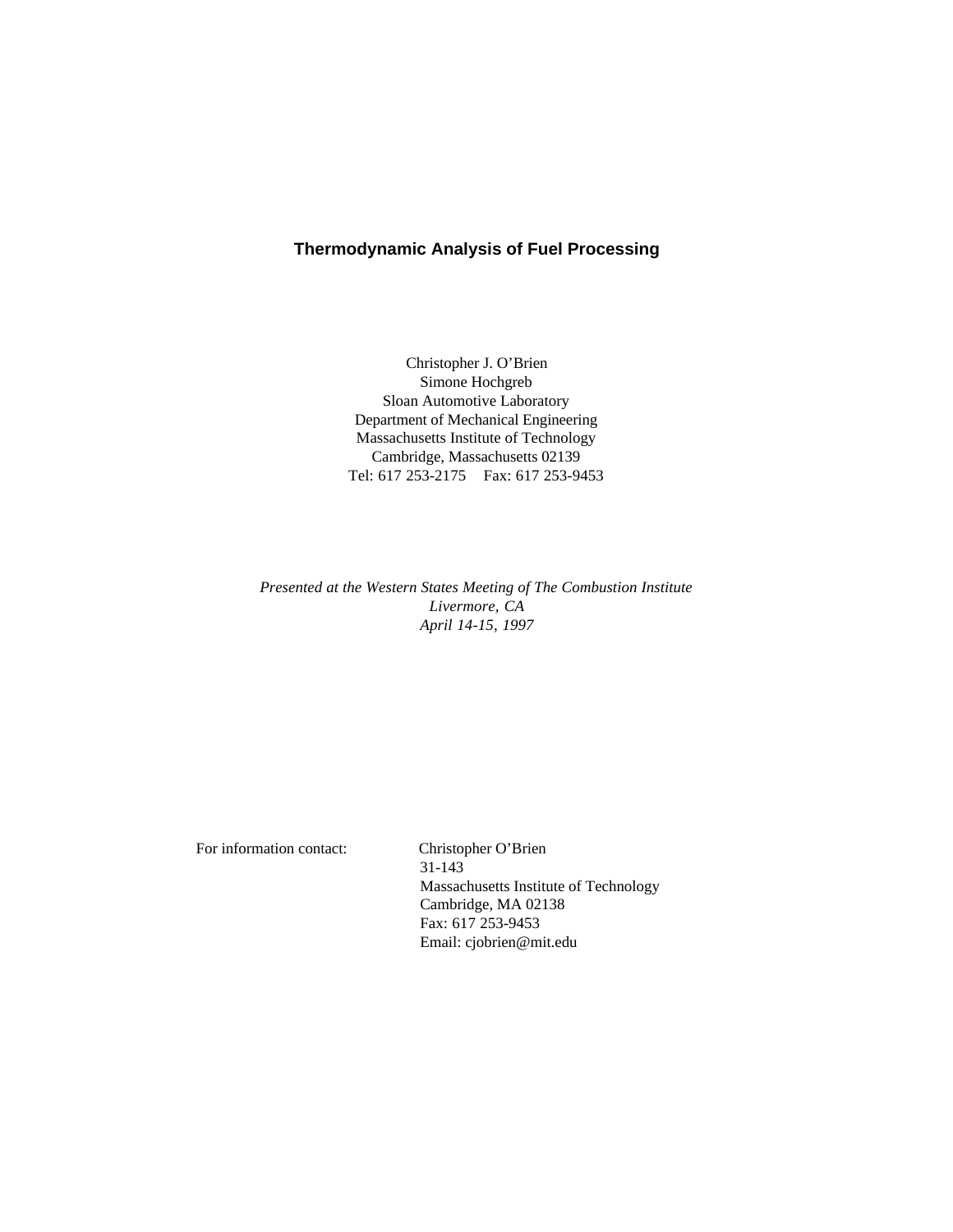# Thermodynamic Analysis of Fuel Processing

Christopher J. O'Brien
Simone Hochgreb
Sloan Automotive Laboratory
Department of Mechanical Engineering
Massachusetts Institute of Technology
Cambridge, Massachusetts 02139
Tel: 617 253-2175 Fax: 617 253-9453

*Presented at the Western States Meeting of The Combustion Institute*
*Livermore, CA*
*April 14-15, 1997*

For information contact:

Christopher O'Brien
31-143
Massachusetts Institute of Technology
Cambridge, MA 02138
Fax: 617 253-9453
Email: cjobrien@mit.edu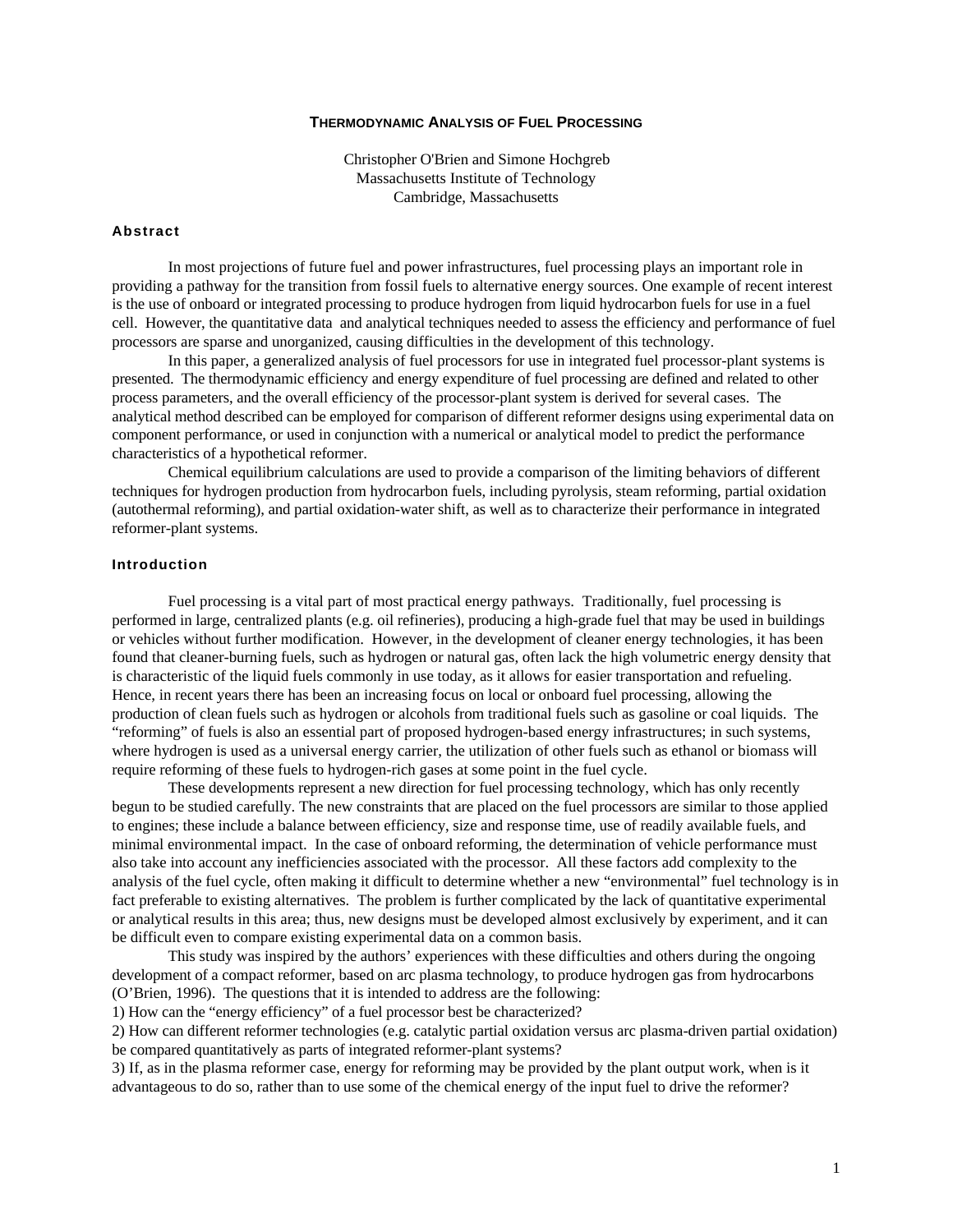# THERMODYNAMIC ANALYSIS OF FUEL PROCESSING

Christopher O'Brien and Simone Hochgreb
Massachusetts Institute of Technology
Cambridge, Massachusetts

## Abstract

In most projections of future fuel and power infrastructures, fuel processing plays an important role in providing a pathway for the transition from fossil fuels to alternative energy sources. One example of recent interest is the use of onboard or integrated processing to produce hydrogen from liquid hydrocarbon fuels for use in a fuel cell. However, the quantitative data and analytical techniques needed to assess the efficiency and performance of fuel processors are sparse and unorganized, causing difficulties in the development of this technology.

In this paper, a generalized analysis of fuel processors for use in integrated fuel processor-plant systems is presented. The thermodynamic efficiency and energy expenditure of fuel processing are defined and related to other process parameters, and the overall efficiency of the processor-plant system is derived for several cases. The analytical method described can be employed for comparison of different reformer designs using experimental data on component performance, or used in conjunction with a numerical or analytical model to predict the performance characteristics of a hypothetical reformer.

Chemical equilibrium calculations are used to provide a comparison of the limiting behaviors of different techniques for hydrogen production from hydrocarbon fuels, including pyrolysis, steam reforming, partial oxidation (autothermal reforming), and partial oxidation-water shift, as well as to characterize their performance in integrated reformer-plant systems.

## Introduction

Fuel processing is a vital part of most practical energy pathways. Traditionally, fuel processing is performed in large, centralized plants (e.g. oil refineries), producing a high-grade fuel that may be used in buildings or vehicles without further modification. However, in the development of cleaner energy technologies, it has been found that cleaner-burning fuels, such as hydrogen or natural gas, often lack the high volumetric energy density that is characteristic of the liquid fuels commonly in use today, as it allows for easier transportation and refueling. Hence, in recent years there has been an increasing focus on local or onboard fuel processing, allowing the production of clean fuels such as hydrogen or alcohols from traditional fuels such as gasoline or coal liquids. The "reforming" of fuels is also an essential part of proposed hydrogen-based energy infrastructures; in such systems, where hydrogen is used as a universal energy carrier, the utilization of other fuels such as ethanol or biomass will require reforming of these fuels to hydrogen-rich gases at some point in the fuel cycle.

These developments represent a new direction for fuel processing technology, which has only recently begun to be studied carefully. The new constraints that are placed on the fuel processors are similar to those applied to engines; these include a balance between efficiency, size and response time, use of readily available fuels, and minimal environmental impact. In the case of onboard reforming, the determination of vehicle performance must also take into account any inefficiencies associated with the processor. All these factors add complexity to the analysis of the fuel cycle, often making it difficult to determine whether a new "environmental" fuel technology is in fact preferable to existing alternatives. The problem is further complicated by the lack of quantitative experimental or analytical results in this area; thus, new designs must be developed almost exclusively by experiment, and it can be difficult even to compare existing experimental data on a common basis.

This study was inspired by the authors' experiences with these difficulties and others during the ongoing development of a compact reformer, based on arc plasma technology, to produce hydrogen gas from hydrocarbons (O'Brien, 1996). The questions that it is intended to address are the following:

1) How can the "energy efficiency" of a fuel processor best be characterized?
2) How can different reformer technologies (e.g. catalytic partial oxidation versus arc plasma-driven partial oxidation) be compared quantitatively as parts of integrated reformer-plant systems?
3) If, as in the plasma reformer case, energy for reforming may be provided by the plant output work, when is it advantageous to do so, rather than to use some of the chemical energy of the input fuel to drive the reformer?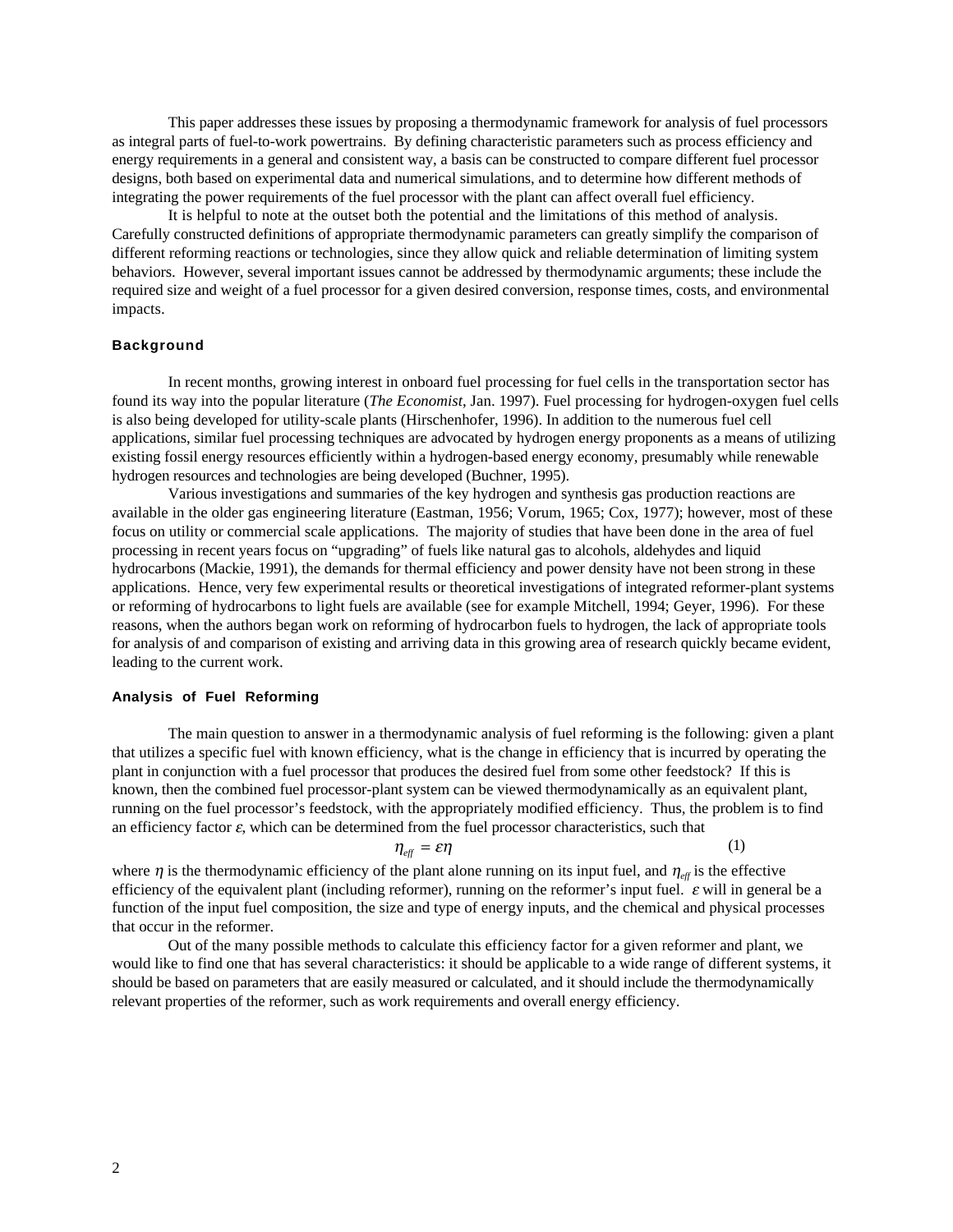This paper addresses these issues by proposing a thermodynamic framework for analysis of fuel processors as integral parts of fuel-to-work powertrains. By defining characteristic parameters such as process efficiency and energy requirements in a general and consistent way, a basis can be constructed to compare different fuel processor designs, both based on experimental data and numerical simulations, and to determine how different methods of integrating the power requirements of the fuel processor with the plant can affect overall fuel efficiency.

It is helpful to note at the outset both the potential and the limitations of this method of analysis. Carefully constructed definitions of appropriate thermodynamic parameters can greatly simplify the comparison of different reforming reactions or technologies, since they allow quick and reliable determination of limiting system behaviors. However, several important issues cannot be addressed by thermodynamic arguments; these include the required size and weight of a fuel processor for a given desired conversion, response times, costs, and environmental impacts.

## Background

In recent months, growing interest in onboard fuel processing for fuel cells in the transportation sector has found its way into the popular literature (*The Economist*, Jan. 1997). Fuel processing for hydrogen-oxygen fuel cells is also being developed for utility-scale plants (Hirschenhofer, 1996). In addition to the numerous fuel cell applications, similar fuel processing techniques are advocated by hydrogen energy proponents as a means of utilizing existing fossil energy resources efficiently within a hydrogen-based energy economy, presumably while renewable hydrogen resources and technologies are being developed (Buchner, 1995).

Various investigations and summaries of the key hydrogen and synthesis gas production reactions are available in the older gas engineering literature (Eastman, 1956; Vorum, 1965; Cox, 1977); however, most of these focus on utility or commercial scale applications. The majority of studies that have been done in the area of fuel processing in recent years focus on "upgrading" of fuels like natural gas to alcohols, aldehydes and liquid hydrocarbons (Mackie, 1991), the demands for thermal efficiency and power density have not been strong in these applications. Hence, very few experimental results or theoretical investigations of integrated reformer-plant systems or reforming of hydrocarbons to light fuels are available (see for example Mitchell, 1994; Geyer, 1996). For these reasons, when the authors began work on reforming of hydrocarbon fuels to hydrogen, the lack of appropriate tools for analysis of and comparison of existing and arriving data in this growing area of research quickly became evident, leading to the current work.

## Analysis of Fuel Reforming

The main question to answer in a thermodynamic analysis of fuel reforming is the following: given a plant that utilizes a specific fuel with known efficiency, what is the change in efficiency that is incurred by operating the plant in conjunction with a fuel processor that produces the desired fuel from some other feedstock? If this is known, then the combined fuel processor-plant system can be viewed thermodynamically as an equivalent plant, running on the fuel processor's feedstock, with the appropriately modified efficiency. Thus, the problem is to find an efficiency factor $\varepsilon$, which can be determined from the fuel processor characteristics, such that

$$\eta_{eff} = \varepsilon\eta \tag{1}$$

where $\eta$ is the thermodynamic efficiency of the plant alone running on its input fuel, and $\eta_{eff}$ is the effective efficiency of the equivalent plant (including reformer), running on the reformer's input fuel. $\varepsilon$ will in general be a function of the input fuel composition, the size and type of energy inputs, and the chemical and physical processes that occur in the reformer.

Out of the many possible methods to calculate this efficiency factor for a given reformer and plant, we would like to find one that has several characteristics: it should be applicable to a wide range of different systems, it should be based on parameters that are easily measured or calculated, and it should include the thermodynamically relevant properties of the reformer, such as work requirements and overall energy efficiency.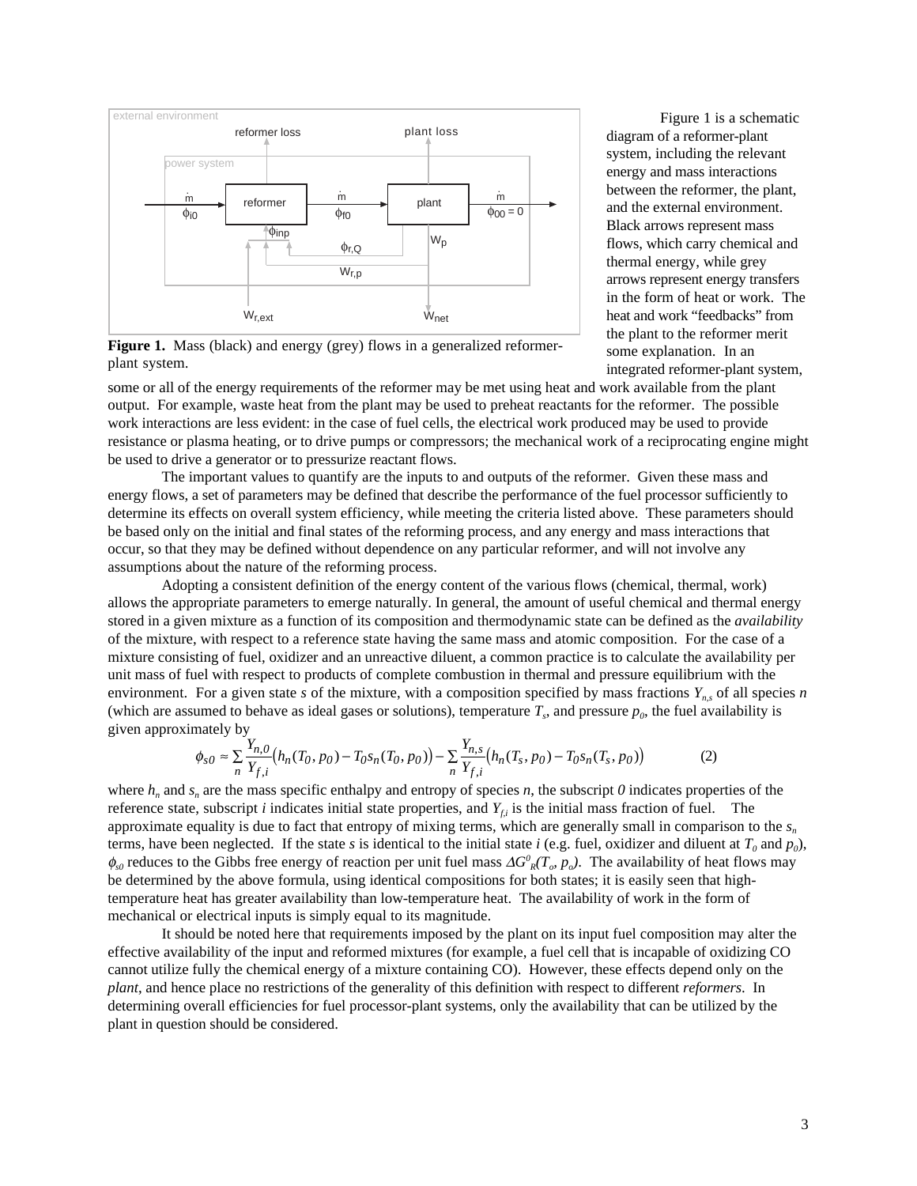**Figure 1.** Mass (black) and energy (grey) flows in a generalized reformer-plant system.

Figure 1 is a schematic diagram of a reformer-plant system, including the relevant energy and mass interactions between the reformer, the plant, and the external environment. Black arrows represent mass flows, which carry chemical and thermal energy, while grey arrows represent energy transfers in the form of heat or work. The heat and work "feedbacks" from the plant to the reformer merit some explanation. In an integrated reformer-plant system, some or all of the energy requirements of the reformer may be met using heat and work available from the plant output. For example, waste heat from the plant may be used to preheat reactants for the reformer. The possible work interactions are less evident: in the case of fuel cells, the electrical work produced may be used to provide resistance or plasma heating, or to drive pumps or compressors; the mechanical work of a reciprocating engine might be used to drive a generator or to pressurize reactant flows.

The important values to quantify are the inputs to and outputs of the reformer. Given these mass and energy flows, a set of parameters may be defined that describe the performance of the fuel processor sufficiently to determine its effects on overall system efficiency, while meeting the criteria listed above. These parameters should be based only on the initial and final states of the reforming process, and any energy and mass interactions that occur, so that they may be defined without dependence on any particular reformer, and will not involve any assumptions about the nature of the reforming process.

Adopting a consistent definition of the energy content of the various flows (chemical, thermal, work) allows the appropriate parameters to emerge naturally. In general, the amount of useful chemical and thermal energy stored in a given mixture as a function of its composition and thermodynamic state can be defined as the *availability* of the mixture, with respect to a reference state having the same mass and atomic composition. For the case of a mixture consisting of fuel, oxidizer and an unreactive diluent, a common practice is to calculate the availability per unit mass of fuel with respect to products of complete combustion in thermal and pressure equilibrium with the environment. For a given state *s* of the mixture, with a composition specified by mass fractions $Y_{n,s}$ of all species *n* (which are assumed to behave as ideal gases or solutions), temperature $T_s$, and pressure $p_0$, the fuel availability is given approximately by

$$\phi_{s0} \approx \sum_n \frac{Y_{n,0}}{Y_{f,i}}\big(h_n(T_0,p_0) - T_0 s_n(T_0,p_0)\big) - \sum_n \frac{Y_{n,s}}{Y_{f,i}}\big(h_n(T_s,p_0) - T_0 s_n(T_s,p_0)\big) \qquad (2)$$

where $h_n$ and $s_n$ are the mass specific enthalpy and entropy of species *n*, the subscript *0* indicates properties of the reference state, subscript *i* indicates initial state properties, and $Y_{f,i}$ is the initial mass fraction of fuel. The approximate equality is due to fact that entropy of mixing terms, which are generally small in comparison to the $s_n$ terms, have been neglected. If the state *s* is identical to the initial state *i* (e.g. fuel, oxidizer and diluent at $T_0$ and $p_0$), $\phi_{s0}$ reduces to the Gibbs free energy of reaction per unit fuel mass $\Delta G^0_R(T_o, p_o)$. The availability of heat flows may be determined by the above formula, using identical compositions for both states; it is easily seen that high-temperature heat has greater availability than low-temperature heat. The availability of work in the form of mechanical or electrical inputs is simply equal to its magnitude.

It should be noted here that requirements imposed by the plant on its input fuel composition may alter the effective availability of the input and reformed mixtures (for example, a fuel cell that is incapable of oxidizing CO cannot utilize fully the chemical energy of a mixture containing CO). However, these effects depend only on the *plant*, and hence place no restrictions of the generality of this definition with respect to different *reformers*. In determining overall efficiencies for fuel processor-plant systems, only the availability that can be utilized by the plant in question should be considered.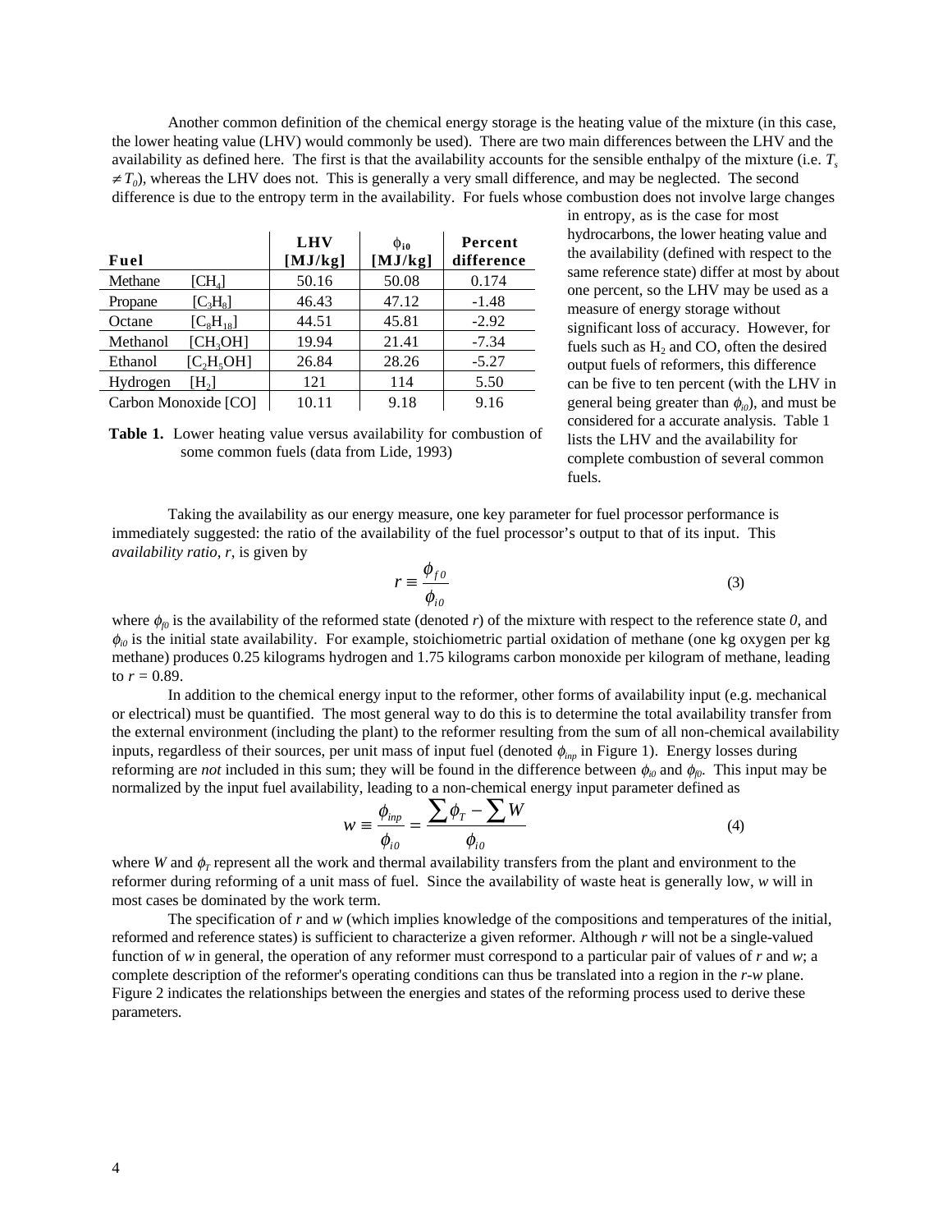Another common definition of the chemical energy storage is the heating value of the mixture (in this case, the lower heating value (LHV) would commonly be used). There are two main differences between the LHV and the availability as defined here. The first is that the availability accounts for the sensible enthalpy of the mixture (i.e. $T_s \neq T_0$), whereas the LHV does not. This is generally a very small difference, and may be neglected. The second difference is due to the entropy term in the availability. For fuels whose combustion does not involve large changes in entropy, as is the case for most hydrocarbons, the lower heating value and the availability (defined with respect to the same reference state) differ at most by about one percent, so the LHV may be used as a measure of energy storage without significant loss of accuracy. However, for fuels such as $H_2$ and CO, often the desired output fuels of reformers, this difference can be five to ten percent (with the LHV in general being greater than $\phi_{i0}$), and must be considered for a accurate analysis. Table 1 lists the LHV and the availability for complete combustion of several common fuels.

| **Fuel** | | **LHV [MJ/kg]** | **$\phi_{i0}$ [MJ/kg]** | **Percent difference** |
|---|---|---|---|---|
| Methane | [$CH_4$] | 50.16 | 50.08 | 0.174 |
| Propane | [$C_3H_8$] | 46.43 | 47.12 | -1.48 |
| Octane | [$C_8H_{18}$] | 44.51 | 45.81 | -2.92 |
| Methanol | [$CH_3OH$] | 19.94 | 21.41 | -7.34 |
| Ethanol | [$C_2H_5OH$] | 26.84 | 28.26 | -5.27 |
| Hydrogen | [$H_2$] | 121 | 114 | 5.50 |
| Carbon Monoxide [CO] | | 10.11 | 9.18 | 9.16 |

**Table 1.** Lower heating value versus availability for combustion of some common fuels (data from Lide, 1993)

Taking the availability as our energy measure, one key parameter for fuel processor performance is immediately suggested: the ratio of the availability of the fuel processor's output to that of its input. This *availability ratio*, *r*, is given by

$$r \equiv \frac{\phi_{f0}}{\phi_{i0}} \tag{3}$$

where $\phi_{f0}$ is the availability of the reformed state (denoted *r*) of the mixture with respect to the reference state *0*, and $\phi_{i0}$ is the initial state availability. For example, stoichiometric partial oxidation of methane (one kg oxygen per kg methane) produces 0.25 kilograms hydrogen and 1.75 kilograms carbon monoxide per kilogram of methane, leading to $r = 0.89$.

In addition to the chemical energy input to the reformer, other forms of availability input (e.g. mechanical or electrical) must be quantified. The most general way to do this is to determine the total availability transfer from the external environment (including the plant) to the reformer resulting from the sum of all non-chemical availability inputs, regardless of their sources, per unit mass of input fuel (denoted $\phi_{inp}$ in Figure 1). Energy losses during reforming are *not* included in this sum; they will be found in the difference between $\phi_{i0}$ and $\phi_{f0}$. This input may be normalized by the input fuel availability, leading to a non-chemical energy input parameter defined as

$$w \equiv \frac{\phi_{inp}}{\phi_{i0}} = \frac{\sum \phi_T - \sum W}{\phi_{i0}} \tag{4}$$

where *W* and $\phi_T$ represent all the work and thermal availability transfers from the plant and environment to the reformer during reforming of a unit mass of fuel. Since the availability of waste heat is generally low, *w* will in most cases be dominated by the work term.

The specification of *r* and *w* (which implies knowledge of the compositions and temperatures of the initial, reformed and reference states) is sufficient to characterize a given reformer. Although *r* will not be a single-valued function of *w* in general, the operation of any reformer must correspond to a particular pair of values of *r* and *w*; a complete description of the reformer's operating conditions can thus be translated into a region in the *r-w* plane. Figure 2 indicates the relationships between the energies and states of the reforming process used to derive these parameters.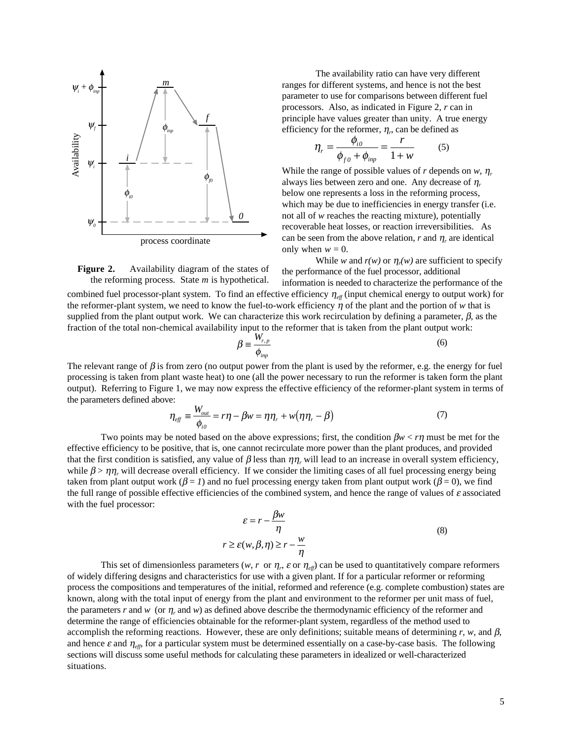**Figure 2.** Availability diagram of the states of the reforming process. State *m* is hypothetical.

The availability ratio can have very different ranges for different systems, and hence is not the best parameter to use for comparisons between different fuel processors. Also, as indicated in Figure 2, *r* can in principle have values greater than unity. A true energy efficiency for the reformer, $\eta_r$, can be defined as

$$\eta_r = \frac{\phi_{i0}}{\phi_{f0} + \phi_{inp}} = \frac{r}{1+w} \qquad (5)$$

While the range of possible values of *r* depends on *w*, $\eta_r$ always lies between zero and one. Any decrease of $\eta_r$ below one represents a loss in the reforming process, which may be due to inefficiencies in energy transfer (i.e. not all of *w* reaches the reacting mixture), potentially recoverable heat losses, or reaction irreversibilities. As can be seen from the above relation, *r* and $\eta_r$ are identical only when $w = 0$.

While *w* and *r(w)* or $\eta_r(w)$ are sufficient to specify the performance of the fuel processor, additional information is needed to characterize the performance of the combined fuel processor-plant system. To find an effective efficiency $\eta_{eff}$ (input chemical energy to output work) for the reformer-plant system, we need to know the fuel-to-work efficiency $\eta$ of the plant and the portion of *w* that is supplied from the plant output work. We can characterize this work recirculation by defining a parameter, $\beta$, as the fraction of the total non-chemical availability input to the reformer that is taken from the plant output work:

$$\beta \equiv \frac{W_{r,p}}{\phi_{inp}} \qquad (6)$$

The relevant range of $\beta$ is from zero (no output power from the plant is used by the reformer, e.g. the energy for fuel processing is taken from plant waste heat) to one (all the power necessary to run the reformer is taken form the plant output). Referring to Figure 1, we may now express the effective efficiency of the reformer-plant system in terms of the parameters defined above:

$$\eta_{eff} \equiv \frac{W_{out}}{\phi_{i0}} = r\eta - \beta w = \eta\eta_r + w(\eta\eta_r - \beta) \qquad (7)$$

Two points may be noted based on the above expressions; first, the condition $\beta w < r\eta$ must be met for the effective efficiency to be positive, that is, one cannot recirculate more power than the plant produces, and provided that the first condition is satisfied, any value of $\beta$ less than $\eta\eta_r$ will lead to an increase in overall system efficiency, while $\beta > \eta\eta_r$ will decrease overall efficiency. If we consider the limiting cases of all fuel processing energy being taken from plant output work ($\beta = 1$) and no fuel processing energy taken from plant output work ($\beta = 0$), we find the full range of possible effective efficiencies of the combined system, and hence the range of values of $\varepsilon$ associated with the fuel processor:

$$\varepsilon = r - \frac{\beta w}{\eta}$$
$$r \geq \varepsilon(w,\beta,\eta) \geq r - \frac{w}{\eta} \qquad (8)$$

This set of dimensionless parameters (*w*, *r* or $\eta_r$, $\varepsilon$ or $\eta_{eff}$) can be used to quantitatively compare reformers of widely differing designs and characteristics for use with a given plant. If for a particular reformer or reforming process the compositions and temperatures of the initial, reformed and reference (e.g. complete combustion) states are known, along with the total input of energy from the plant and environment to the reformer per unit mass of fuel, the parameters *r* and *w* (or $\eta_r$ and *w*) as defined above describe the thermodynamic efficiency of the reformer and determine the range of efficiencies obtainable for the reformer-plant system, regardless of the method used to accomplish the reforming reactions. However, these are only definitions; suitable means of determining *r*, *w*, and $\beta$, and hence $\varepsilon$ and $\eta_{eff}$, for a particular system must be determined essentially on a case-by-case basis. The following sections will discuss some useful methods for calculating these parameters in idealized or well-characterized situations.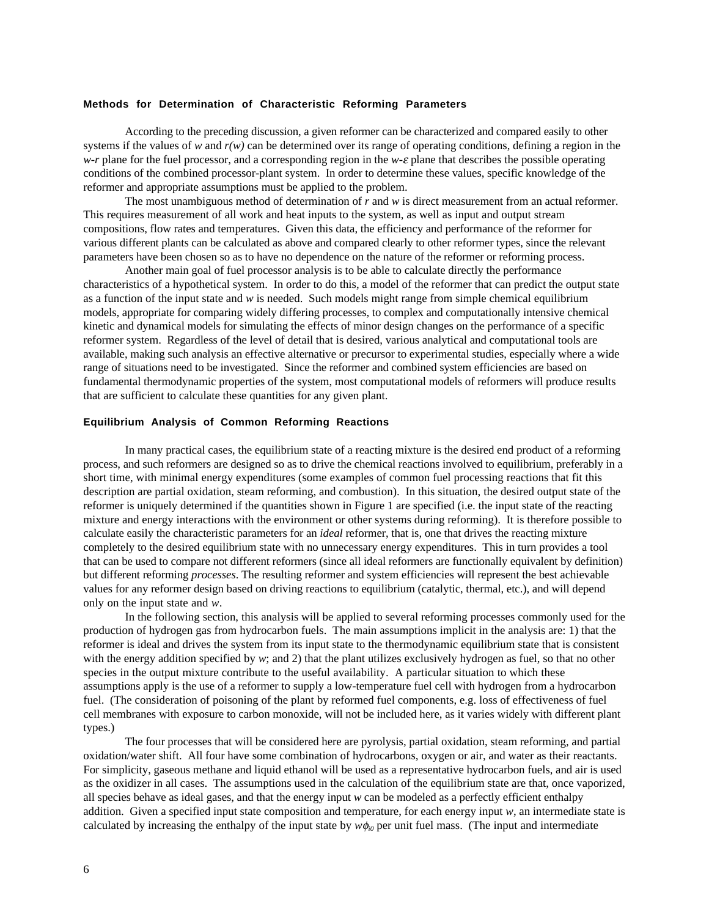#### Methods for Determination of Characteristic Reforming Parameters

According to the preceding discussion, a given reformer can be characterized and compared easily to other systems if the values of $w$ and $r(w)$ can be determined over its range of operating conditions, defining a region in the $w$-$r$ plane for the fuel processor, and a corresponding region in the $w$-$\varepsilon$ plane that describes the possible operating conditions of the combined processor-plant system. In order to determine these values, specific knowledge of the reformer and appropriate assumptions must be applied to the problem.

The most unambiguous method of determination of $r$ and $w$ is direct measurement from an actual reformer. This requires measurement of all work and heat inputs to the system, as well as input and output stream compositions, flow rates and temperatures. Given this data, the efficiency and performance of the reformer for various different plants can be calculated as above and compared clearly to other reformer types, since the relevant parameters have been chosen so as to have no dependence on the nature of the reformer or reforming process.

Another main goal of fuel processor analysis is to be able to calculate directly the performance characteristics of a hypothetical system. In order to do this, a model of the reformer that can predict the output state as a function of the input state and $w$ is needed. Such models might range from simple chemical equilibrium models, appropriate for comparing widely differing processes, to complex and computationally intensive chemical kinetic and dynamical models for simulating the effects of minor design changes on the performance of a specific reformer system. Regardless of the level of detail that is desired, various analytical and computational tools are available, making such analysis an effective alternative or precursor to experimental studies, especially where a wide range of situations need to be investigated. Since the reformer and combined system efficiencies are based on fundamental thermodynamic properties of the system, most computational models of reformers will produce results that are sufficient to calculate these quantities for any given plant.

#### Equilibrium Analysis of Common Reforming Reactions

In many practical cases, the equilibrium state of a reacting mixture is the desired end product of a reforming process, and such reformers are designed so as to drive the chemical reactions involved to equilibrium, preferably in a short time, with minimal energy expenditures (some examples of common fuel processing reactions that fit this description are partial oxidation, steam reforming, and combustion). In this situation, the desired output state of the reformer is uniquely determined if the quantities shown in Figure 1 are specified (i.e. the input state of the reacting mixture and energy interactions with the environment or other systems during reforming). It is therefore possible to calculate easily the characteristic parameters for an *ideal* reformer, that is, one that drives the reacting mixture completely to the desired equilibrium state with no unnecessary energy expenditures. This in turn provides a tool that can be used to compare not different reformers (since all ideal reformers are functionally equivalent by definition) but different reforming *processes*. The resulting reformer and system efficiencies will represent the best achievable values for any reformer design based on driving reactions to equilibrium (catalytic, thermal, etc.), and will depend only on the input state and $w$.

In the following section, this analysis will be applied to several reforming processes commonly used for the production of hydrogen gas from hydrocarbon fuels. The main assumptions implicit in the analysis are: 1) that the reformer is ideal and drives the system from its input state to the thermodynamic equilibrium state that is consistent with the energy addition specified by $w$; and 2) that the plant utilizes exclusively hydrogen as fuel, so that no other species in the output mixture contribute to the useful availability. A particular situation to which these assumptions apply is the use of a reformer to supply a low-temperature fuel cell with hydrogen from a hydrocarbon fuel. (The consideration of poisoning of the plant by reformed fuel components, e.g. loss of effectiveness of fuel cell membranes with exposure to carbon monoxide, will not be included here, as it varies widely with different plant types.)

The four processes that will be considered here are pyrolysis, partial oxidation, steam reforming, and partial oxidation/water shift. All four have some combination of hydrocarbons, oxygen or air, and water as their reactants. For simplicity, gaseous methane and liquid ethanol will be used as a representative hydrocarbon fuels, and air is used as the oxidizer in all cases. The assumptions used in the calculation of the equilibrium state are that, once vaporized, all species behave as ideal gases, and that the energy input $w$ can be modeled as a perfectly efficient enthalpy addition. Given a specified input state composition and temperature, for each energy input $w$, an intermediate state is calculated by increasing the enthalpy of the input state by $w\phi_{i0}$ per unit fuel mass. (The input and intermediate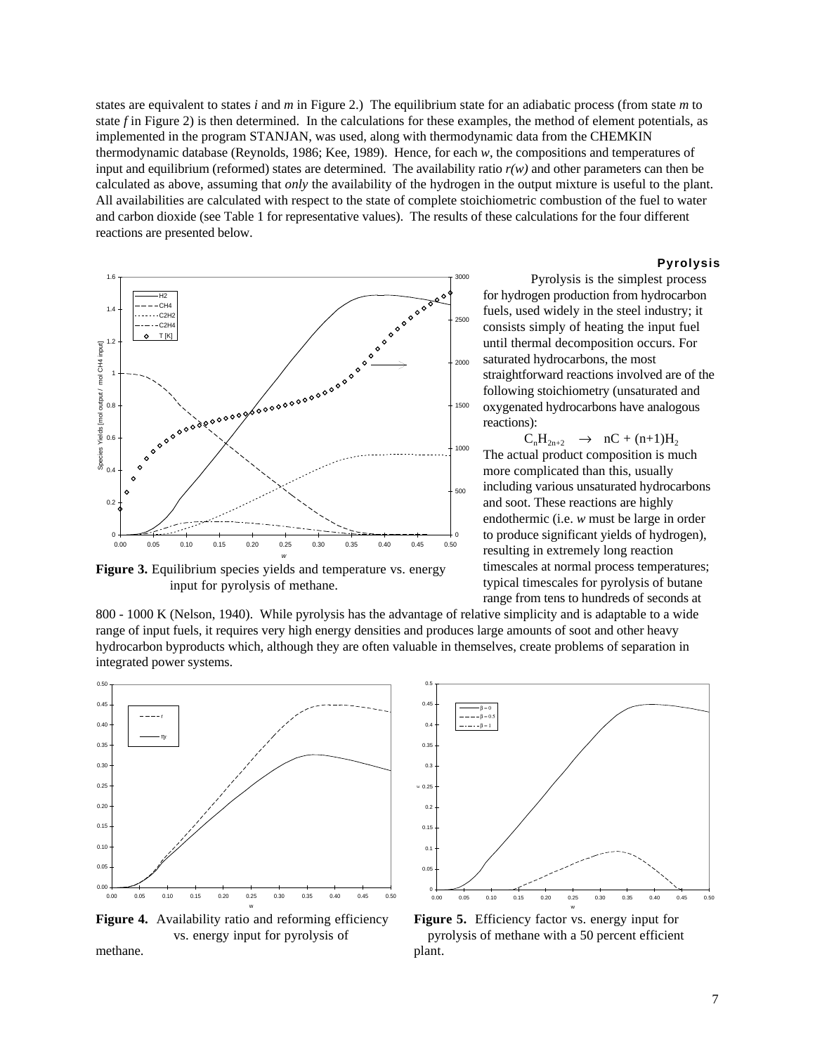states are equivalent to states *i* and *m* in Figure 2.) The equilibrium state for an adiabatic process (from state *m* to state *f* in Figure 2) is then determined. In the calculations for these examples, the method of element potentials, as implemented in the program STANJAN, was used, along with thermodynamic data from the CHEMKIN thermodynamic database (Reynolds, 1986; Kee, 1989). Hence, for each *w*, the compositions and temperatures of input and equilibrium (reformed) states are determined. The availability ratio $r(w)$ and other parameters can then be calculated as above, assuming that *only* the availability of the hydrogen in the output mixture is useful to the plant. All availabilities are calculated with respect to the state of complete stoichiometric combustion of the fuel to water and carbon dioxide (see Table 1 for representative values). The results of these calculations for the four different reactions are presented below.

### Pyrolysis

Pyrolysis is the simplest process for hydrogen production from hydrocarbon fuels, used widely in the steel industry; it consists simply of heating the input fuel until thermal decomposition occurs. For saturated hydrocarbons, the most straightforward reactions involved are of the following stoichiometry (unsaturated and oxygenated hydrocarbons have analogous reactions):

$$C_nH_{2n+2} \rightarrow nC + (n+1)H_2$$

The actual product composition is much more complicated than this, usually including various unsaturated hydrocarbons and soot. These reactions are highly endothermic (i.e. *w* must be large in order to produce significant yields of hydrogen), resulting in extremely long reaction timescales at normal process temperatures; typical timescales for pyrolysis of butane range from tens to hundreds of seconds at 800 - 1000 K (Nelson, 1940). While pyrolysis has the advantage of relative simplicity and is adaptable to a wide range of input fuels, it requires very high energy densities and produces large amounts of soot and other heavy hydrocarbon byproducts which, although they are often valuable in themselves, create problems of separation in integrated power systems.

**Figure 3.** Equilibrium species yields and temperature vs. energy input for pyrolysis of methane.

**Figure 4.** Availability ratio and reforming efficiency vs. energy input for pyrolysis of methane.

**Figure 5.** Efficiency factor vs. energy input for pyrolysis of methane with a 50 percent efficient plant.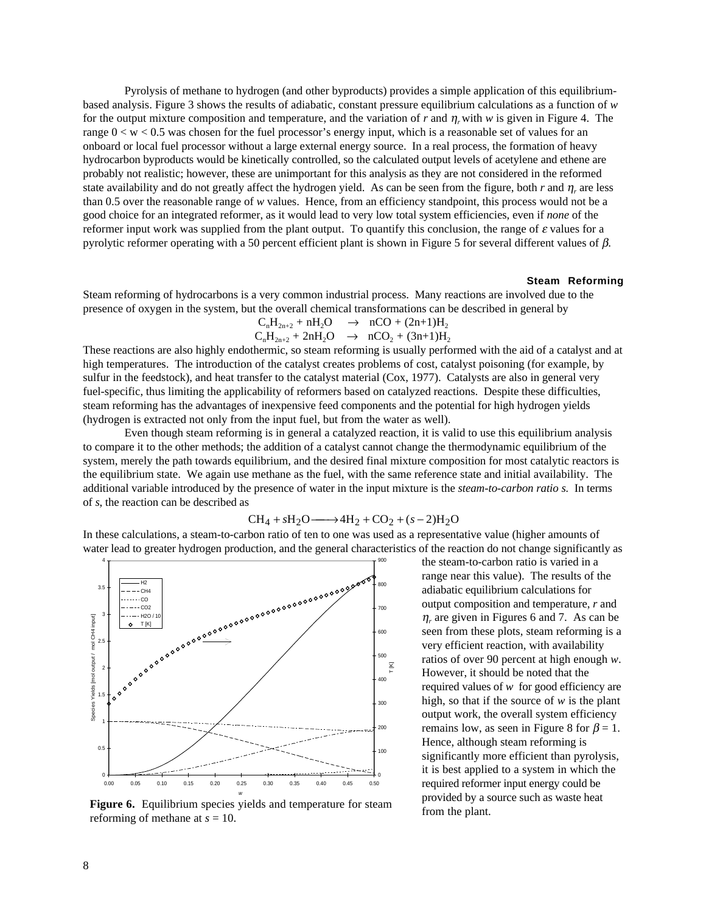Pyrolysis of methane to hydrogen (and other byproducts) provides a simple application of this equilibrium-based analysis. Figure 3 shows the results of adiabatic, constant pressure equilibrium calculations as a function of *w* for the output mixture composition and temperature, and the variation of *r* and $\eta_r$ with *w* is given in Figure 4. The range $0 < w < 0.5$ was chosen for the fuel processor's energy input, which is a reasonable set of values for an onboard or local fuel processor without a large external energy source. In a real process, the formation of heavy hydrocarbon byproducts would be kinetically controlled, so the calculated output levels of acetylene and ethene are probably not realistic; however, these are unimportant for this analysis as they are not considered in the reformed state availability and do not greatly affect the hydrogen yield. As can be seen from the figure, both *r* and $\eta_r$ are less than 0.5 over the reasonable range of *w* values. Hence, from an efficiency standpoint, this process would not be a good choice for an integrated reformer, as it would lead to very low total system efficiencies, even if *none* of the reformer input work was supplied from the plant output. To quantify this conclusion, the range of $\varepsilon$ values for a pyrolytic reformer operating with a 50 percent efficient plant is shown in Figure 5 for several different values of $\beta$.

### Steam Reforming

Steam reforming of hydrocarbons is a very common industrial process. Many reactions are involved due to the presence of oxygen in the system, but the overall chemical transformations can be described in general by

$$C_nH_{2n+2} + nH_2O \rightarrow nCO + (2n+1)H_2$$
$$C_nH_{2n+2} + 2nH_2O \rightarrow nCO_2 + (3n+1)H_2$$

These reactions are also highly endothermic, so steam reforming is usually performed with the aid of a catalyst and at high temperatures. The introduction of the catalyst creates problems of cost, catalyst poisoning (for example, by sulfur in the feedstock), and heat transfer to the catalyst material (Cox, 1977). Catalysts are also in general very fuel-specific, thus limiting the applicability of reformers based on catalyzed reactions. Despite these difficulties, steam reforming has the advantages of inexpensive feed components and the potential for high hydrogen yields (hydrogen is extracted not only from the input fuel, but from the water as well).

Even though steam reforming is in general a catalyzed reaction, it is valid to use this equilibrium analysis to compare it to the other methods; the addition of a catalyst cannot change the thermodynamic equilibrium of the system, merely the path towards equilibrium, and the desired final mixture composition for most catalytic reactors is the equilibrium state. We again use methane as the fuel, with the same reference state and initial availability. The additional variable introduced by the presence of water in the input mixture is the *steam-to-carbon ratio s.* In terms of *s*, the reaction can be described as

$$CH_4 + sH_2O \longrightarrow 4H_2 + CO_2 + (s-2)H_2O$$

In these calculations, a steam-to-carbon ratio of ten to one was used as a representative value (higher amounts of water lead to greater hydrogen production, and the general characteristics of the reaction do not change significantly as the steam-to-carbon ratio is varied in a range near this value). The results of the adiabatic equilibrium calculations for output composition and temperature, *r* and $\eta_r$ are given in Figures 6 and 7. As can be seen from these plots, steam reforming is a very efficient reaction, with availability ratios of over 90 percent at high enough *w*. However, it should be noted that the required values of *w* for good efficiency are high, so that if the source of *w* is the plant output work, the overall system efficiency remains low, as seen in Figure 8 for $\beta = 1$. Hence, although steam reforming is significantly more efficient than pyrolysis, it is best applied to a system in which the required reformer input energy could be provided by a source such as waste heat from the plant.

**Figure 6.** Equilibrium species yields and temperature for steam reforming of methane at $s = 10$.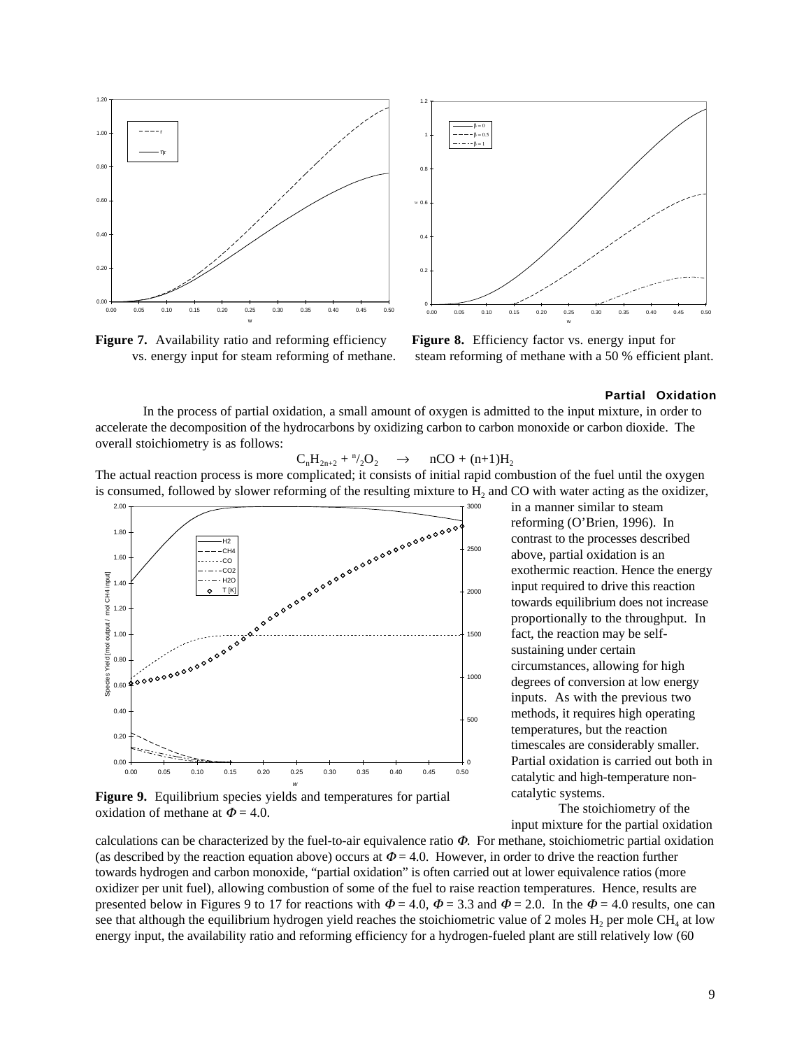**Figure 7.** Availability ratio and reforming efficiency vs. energy input for steam reforming of methane.

**Figure 8.** Efficiency factor vs. energy input for steam reforming of methane with a 50 % efficient plant.

### Partial Oxidation

In the process of partial oxidation, a small amount of oxygen is admitted to the input mixture, in order to accelerate the decomposition of the hydrocarbons by oxidizing carbon to carbon monoxide or carbon dioxide. The overall stoichiometry is as follows:

$$C_nH_{2n+2} + {}^{n}/_{2}O_2 \quad \rightarrow \quad nCO + (n+1)H_2$$

The actual reaction process is more complicated; it consists of initial rapid combustion of the fuel until the oxygen is consumed, followed by slower reforming of the resulting mixture to $H_2$ and CO with water acting as the oxidizer, in a manner similar to steam reforming (O'Brien, 1996). In contrast to the processes described above, partial oxidation is an exothermic reaction. Hence the energy input required to drive this reaction towards equilibrium does not increase proportionally to the throughput. In fact, the reaction may be self-sustaining under certain circumstances, allowing for high degrees of conversion at low energy inputs. As with the previous two methods, it requires high operating temperatures, but the reaction timescales are considerably smaller. Partial oxidation is carried out both in catalytic and high-temperature non-catalytic systems.

**Figure 9.** Equilibrium species yields and temperatures for partial oxidation of methane at $\Phi = 4.0$.

The stoichiometry of the input mixture for the partial oxidation calculations can be characterized by the fuel-to-air equivalence ratio $\Phi$. For methane, stoichiometric partial oxidation (as described by the reaction equation above) occurs at $\Phi = 4.0$. However, in order to drive the reaction further towards hydrogen and carbon monoxide, "partial oxidation" is often carried out at lower equivalence ratios (more oxidizer per unit fuel), allowing combustion of some of the fuel to raise reaction temperatures. Hence, results are presented below in Figures 9 to 17 for reactions with $\Phi = 4.0$, $\Phi = 3.3$ and $\Phi = 2.0$. In the $\Phi = 4.0$ results, one can see that although the equilibrium hydrogen yield reaches the stoichiometric value of 2 moles $H_2$ per mole $CH_4$ at low energy input, the availability ratio and reforming efficiency for a hydrogen-fueled plant are still relatively low (60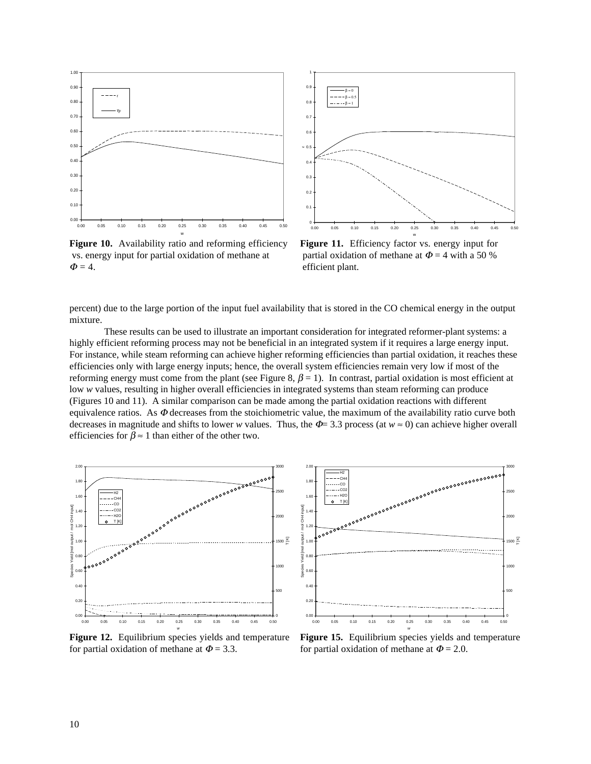**Figure 10.** Availability ratio and reforming efficiency vs. energy input for partial oxidation of methane at $\Phi = 4$.

**Figure 11.** Efficiency factor vs. energy input for partial oxidation of methane at $\Phi = 4$ with a 50 % efficient plant.

percent) due to the large portion of the input fuel availability that is stored in the CO chemical energy in the output mixture.

These results can be used to illustrate an important consideration for integrated reformer-plant systems: a highly efficient reforming process may not be beneficial in an integrated system if it requires a large energy input. For instance, while steam reforming can achieve higher reforming efficiencies than partial oxidation, it reaches these efficiencies only with large energy inputs; hence, the overall system efficiencies remain very low if most of the reforming energy must come from the plant (see Figure 8, $\beta = 1$). In contrast, partial oxidation is most efficient at low $w$ values, resulting in higher overall efficiencies in integrated systems than steam reforming can produce (Figures 10 and 11). A similar comparison can be made among the partial oxidation reactions with different equivalence ratios. As $\Phi$ decreases from the stoichiometric value, the maximum of the availability ratio curve both decreases in magnitude and shifts to lower $w$ values. Thus, the $\Phi = 3.3$ process (at $w \approx 0$) can achieve higher overall efficiencies for $\beta \approx 1$ than either of the other two.

**Figure 12.** Equilibrium species yields and temperature for partial oxidation of methane at $\Phi = 3.3$.

**Figure 15.** Equilibrium species yields and temperature for partial oxidation of methane at $\Phi = 2.0$.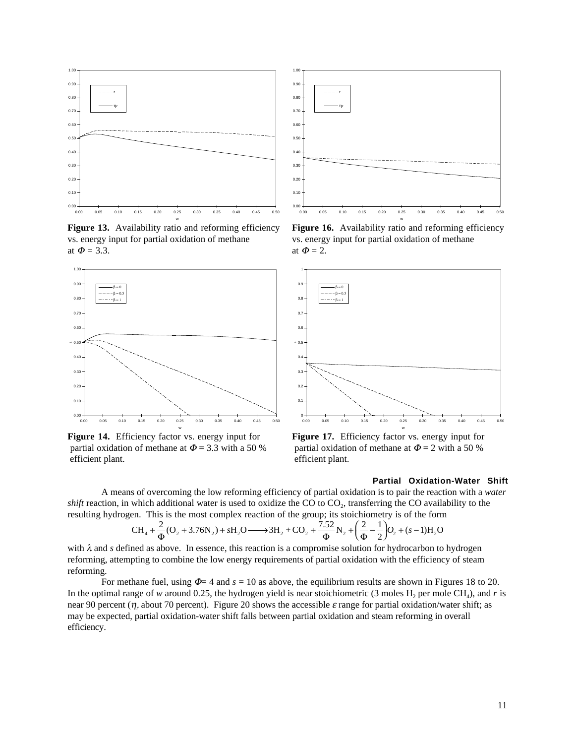**Figure 13.** Availability ratio and reforming efficiency vs. energy input for partial oxidation of methane at $\Phi = 3.3$.

**Figure 16.** Availability ratio and reforming efficiency vs. energy input for partial oxidation of methane at $\Phi = 2$.

**Figure 14.** Efficiency factor vs. energy input for partial oxidation of methane at $\Phi = 3.3$ with a 50 % efficient plant.

**Figure 17.** Efficiency factor vs. energy input for partial oxidation of methane at $\Phi = 2$ with a 50 % efficient plant.

### Partial Oxidation-Water Shift

A means of overcoming the low reforming efficiency of partial oxidation is to pair the reaction with a *water shift* reaction, in which additional water is used to oxidize the CO to $CO_2$, transferring the CO availability to the resulting hydrogen. This is the most complex reaction of the group; its stoichiometry is of the form

$$\mathrm{CH_4} + \frac{2}{\Phi}(\mathrm{O_2} + 3.76\mathrm{N_2}) + s\mathrm{H_2O} \longrightarrow 3\mathrm{H_2} + \mathrm{CO_2} + \frac{7.52}{\Phi}\mathrm{N_2} + \left(\frac{2}{\Phi} - \frac{1}{2}\right)\mathrm{O_2} + (s-1)\mathrm{H_2O}$$

with $\lambda$ and $s$ defined as above. In essence, this reaction is a compromise solution for hydrocarbon to hydrogen reforming, attempting to combine the low energy requirements of partial oxidation with the efficiency of steam reforming.

For methane fuel, using $\Phi = 4$ and $s = 10$ as above, the equilibrium results are shown in Figures 18 to 20. In the optimal range of $w$ around 0.25, the hydrogen yield is near stoichiometric (3 moles $H_2$ per mole $CH_4$), and $r$ is near 90 percent ($\eta_r$ about 70 percent). Figure 20 shows the accessible $\varepsilon$ range for partial oxidation/water shift; as may be expected, partial oxidation-water shift falls between partial oxidation and steam reforming in overall efficiency.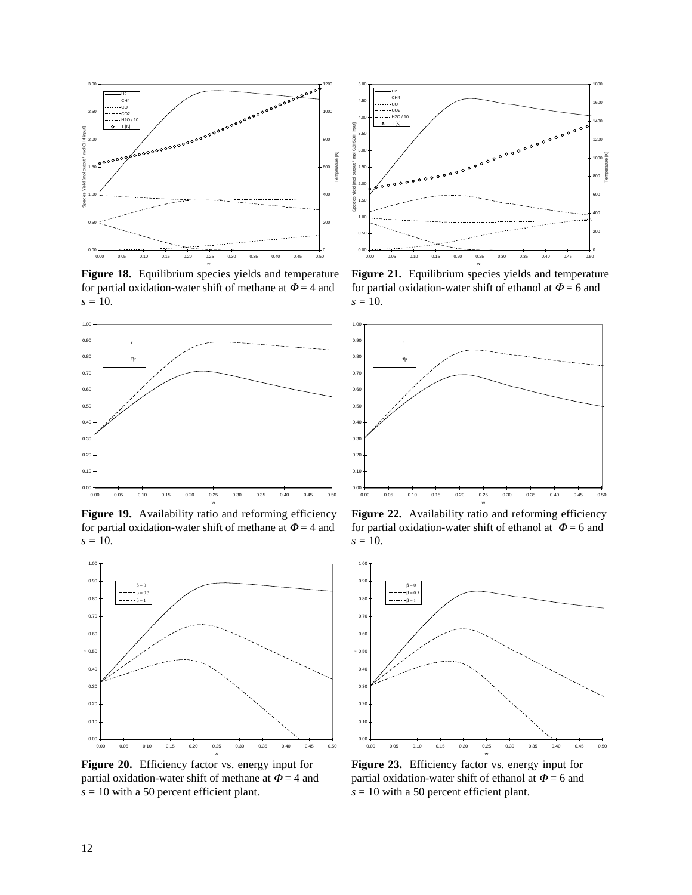**Figure 18.** Equilibrium species yields and temperature for partial oxidation-water shift of methane at $\Phi = 4$ and $s = 10$.

**Figure 21.** Equilibrium species yields and temperature for partial oxidation-water shift of ethanol at $\Phi = 6$ and $s = 10$.

**Figure 19.** Availability ratio and reforming efficiency for partial oxidation-water shift of methane at $\Phi = 4$ and $s = 10$.

**Figure 22.** Availability ratio and reforming efficiency for partial oxidation-water shift of ethanol at $\Phi = 6$ and $s = 10$.

**Figure 20.** Efficiency factor vs. energy input for partial oxidation-water shift of methane at $\Phi = 4$ and $s = 10$ with a 50 percent efficient plant.

**Figure 23.** Efficiency factor vs. energy input for partial oxidation-water shift of ethanol at $\Phi = 6$ and $s = 10$ with a 50 percent efficient plant.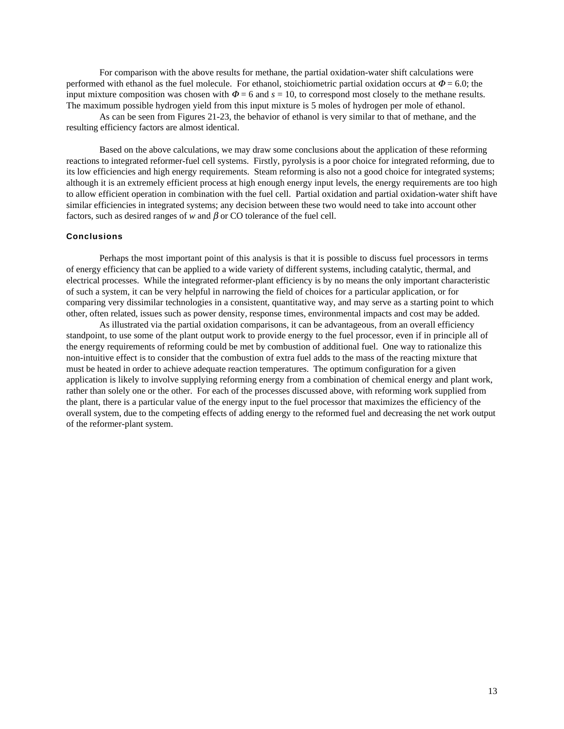For comparison with the above results for methane, the partial oxidation-water shift calculations were performed with ethanol as the fuel molecule. For ethanol, stoichiometric partial oxidation occurs at $\Phi = 6.0$; the input mixture composition was chosen with $\Phi = 6$ and $s = 10$, to correspond most closely to the methane results. The maximum possible hydrogen yield from this input mixture is 5 moles of hydrogen per mole of ethanol.

As can be seen from Figures 21-23, the behavior of ethanol is very similar to that of methane, and the resulting efficiency factors are almost identical.

Based on the above calculations, we may draw some conclusions about the application of these reforming reactions to integrated reformer-fuel cell systems. Firstly, pyrolysis is a poor choice for integrated reforming, due to its low efficiencies and high energy requirements. Steam reforming is also not a good choice for integrated systems; although it is an extremely efficient process at high enough energy input levels, the energy requirements are too high to allow efficient operation in combination with the fuel cell. Partial oxidation and partial oxidation-water shift have similar efficiencies in integrated systems; any decision between these two would need to take into account other factors, such as desired ranges of $w$ and $\beta$ or CO tolerance of the fuel cell.

### Conclusions

Perhaps the most important point of this analysis is that it is possible to discuss fuel processors in terms of energy efficiency that can be applied to a wide variety of different systems, including catalytic, thermal, and electrical processes. While the integrated reformer-plant efficiency is by no means the only important characteristic of such a system, it can be very helpful in narrowing the field of choices for a particular application, or for comparing very dissimilar technologies in a consistent, quantitative way, and may serve as a starting point to which other, often related, issues such as power density, response times, environmental impacts and cost may be added.

As illustrated via the partial oxidation comparisons, it can be advantageous, from an overall efficiency standpoint, to use some of the plant output work to provide energy to the fuel processor, even if in principle all of the energy requirements of reforming could be met by combustion of additional fuel. One way to rationalize this non-intuitive effect is to consider that the combustion of extra fuel adds to the mass of the reacting mixture that must be heated in order to achieve adequate reaction temperatures. The optimum configuration for a given application is likely to involve supplying reforming energy from a combination of chemical energy and plant work, rather than solely one or the other. For each of the processes discussed above, with reforming work supplied from the plant, there is a particular value of the energy input to the fuel processor that maximizes the efficiency of the overall system, due to the competing effects of adding energy to the reformed fuel and decreasing the net work output of the reformer-plant system.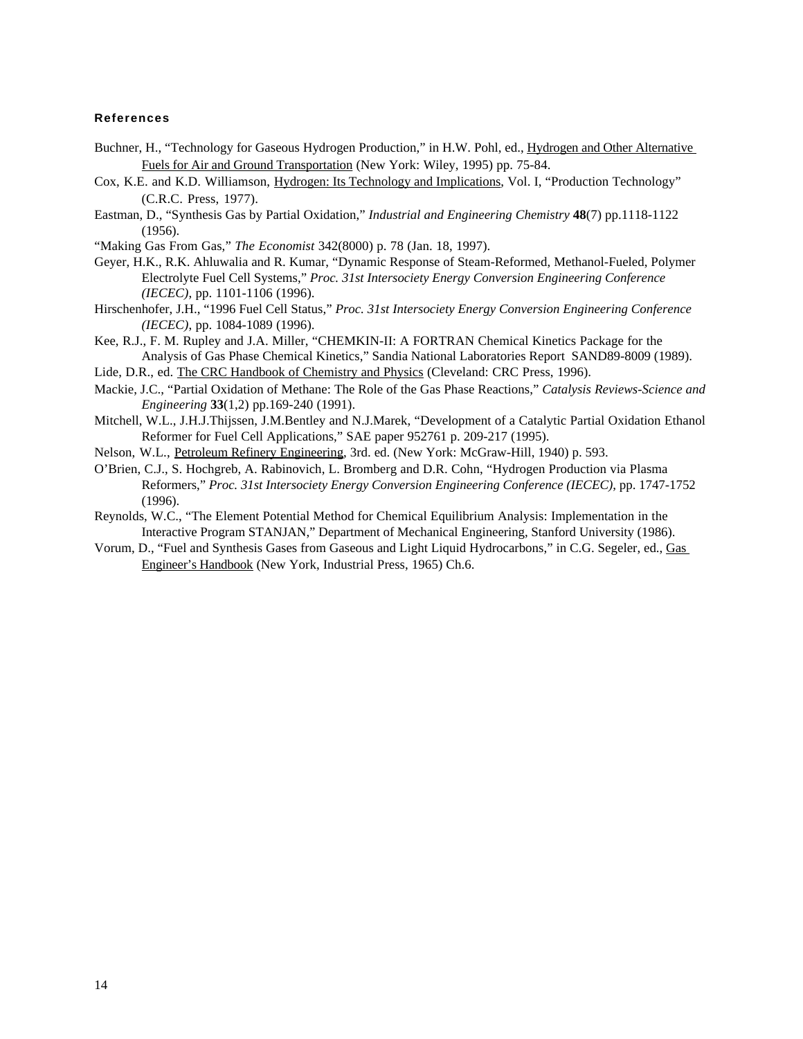#### References

Buchner, H., "Technology for Gaseous Hydrogen Production," in H.W. Pohl, ed., Hydrogen and Other Alternative Fuels for Air and Ground Transportation (New York: Wiley, 1995) pp. 75-84.

Cox, K.E. and K.D. Williamson, Hydrogen: Its Technology and Implications, Vol. I, "Production Technology" (C.R.C. Press, 1977).

Eastman, D., "Synthesis Gas by Partial Oxidation," *Industrial and Engineering Chemistry* **48**(7) pp.1118-1122 (1956).

"Making Gas From Gas," *The Economist* 342(8000) p. 78 (Jan. 18, 1997).

Geyer, H.K., R.K. Ahluwalia and R. Kumar, "Dynamic Response of Steam-Reformed, Methanol-Fueled, Polymer Electrolyte Fuel Cell Systems," *Proc. 31st Intersociety Energy Conversion Engineering Conference (IECEC)*, pp. 1101-1106 (1996).

Hirschenhofer, J.H., "1996 Fuel Cell Status," *Proc. 31st Intersociety Energy Conversion Engineering Conference (IECEC)*, pp. 1084-1089 (1996).

Kee, R.J., F. M. Rupley and J.A. Miller, "CHEMKIN-II: A FORTRAN Chemical Kinetics Package for the Analysis of Gas Phase Chemical Kinetics," Sandia National Laboratories Report SAND89-8009 (1989).

Lide, D.R., ed. The CRC Handbook of Chemistry and Physics (Cleveland: CRC Press, 1996).

Mackie, J.C., "Partial Oxidation of Methane: The Role of the Gas Phase Reactions," *Catalysis Reviews-Science and Engineering* **33**(1,2) pp.169-240 (1991).

Mitchell, W.L., J.H.J.Thijssen, J.M.Bentley and N.J.Marek, "Development of a Catalytic Partial Oxidation Ethanol Reformer for Fuel Cell Applications," SAE paper 952761 p. 209-217 (1995).

Nelson, W.L., Petroleum Refinery Engineering, 3rd. ed. (New York: McGraw-Hill, 1940) p. 593.

O'Brien, C.J., S. Hochgreb, A. Rabinovich, L. Bromberg and D.R. Cohn, "Hydrogen Production via Plasma Reformers," *Proc. 31st Intersociety Energy Conversion Engineering Conference (IECEC)*, pp. 1747-1752 (1996).

Reynolds, W.C., "The Element Potential Method for Chemical Equilibrium Analysis: Implementation in the Interactive Program STANJAN," Department of Mechanical Engineering, Stanford University (1986).

Vorum, D., "Fuel and Synthesis Gases from Gaseous and Light Liquid Hydrocarbons," in C.G. Segeler, ed., Gas Engineer's Handbook (New York, Industrial Press, 1965) Ch.6.